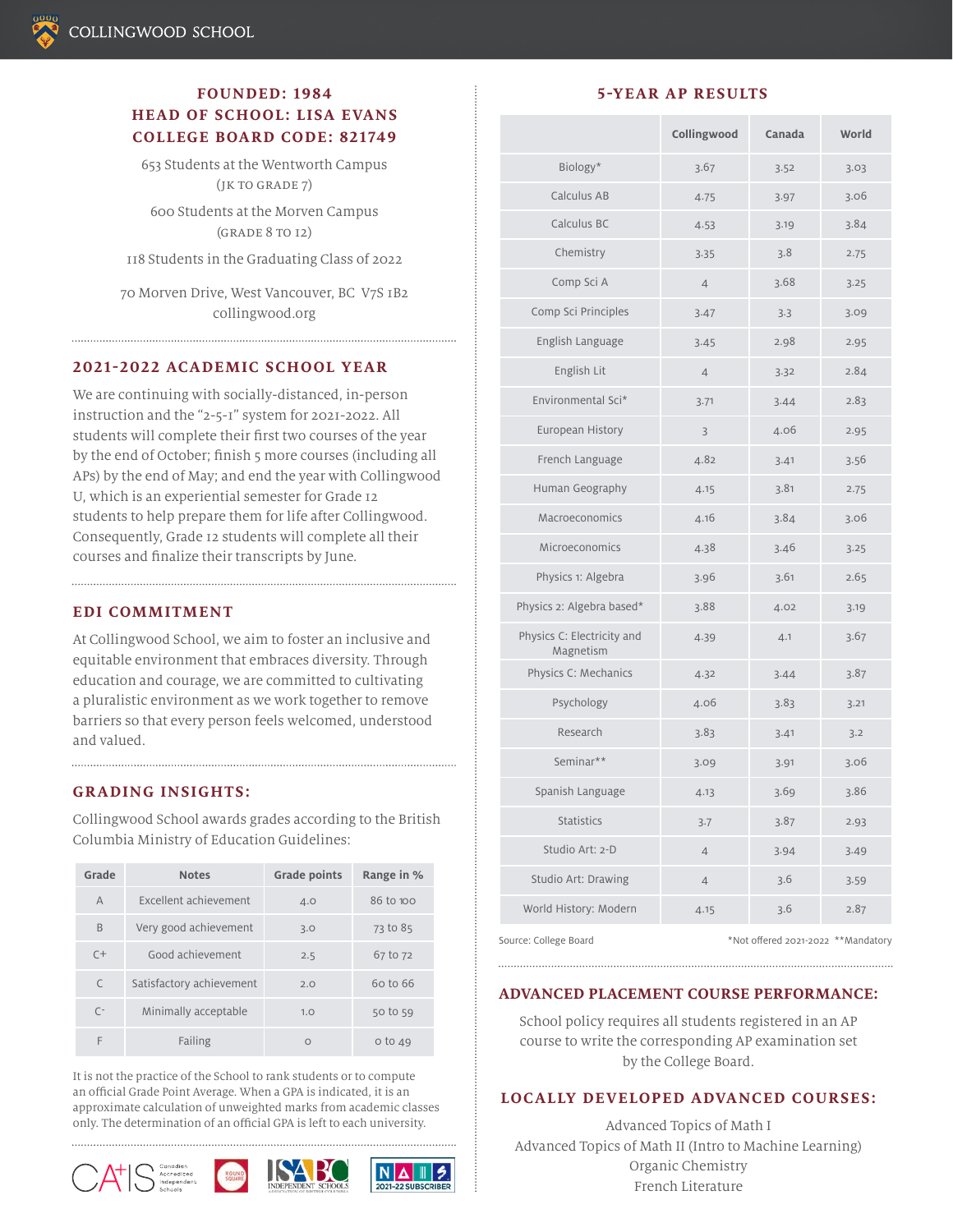COLLINGWOOD SCHOOL

**FOUNDED: 1984**
**HEAD OF SCHOOL: LISA EVANS**
**COLLEGE BOARD CODE: 821749**

653 Students at the Wentworth Campus
(JK TO GRADE 7)

600 Students at the Morven Campus
(GRADE 8 TO 12)

118 Students in the Graduating Class of 2022

70 Morven Drive, West Vancouver, BC V7S 1B2
collingwood.org

## 2021-2022 ACADEMIC SCHOOL YEAR

We are continuing with socially-distanced, in-person instruction and the "2-5-1" system for 2021-2022. All students will complete their first two courses of the year by the end of October; finish 5 more courses (including all APs) by the end of May; and end the year with Collingwood U, which is an experiential semester for Grade 12 students to help prepare them for life after Collingwood. Consequently, Grade 12 students will complete all their courses and finalize their transcripts by June.

## EDI COMMITMENT

At Collingwood School, we aim to foster an inclusive and equitable environment that embraces diversity. Through education and courage, we are committed to cultivating a pluralistic environment as we work together to remove barriers so that every person feels welcomed, understood and valued.

## GRADING INSIGHTS:

Collingwood School awards grades according to the British Columbia Ministry of Education Guidelines:

| Grade | Notes | Grade points | Range in % |
|---|---|---|---|
| A | Excellent achievement | 4.0 | 86 to 100 |
| B | Very good achievement | 3.0 | 73 to 85 |
| C+ | Good achievement | 2.5 | 67 to 72 |
| C | Satisfactory achievement | 2.0 | 60 to 66 |
| C- | Minimally acceptable | 1.0 | 50 to 59 |
| F | Failing | 0 | 0 to 49 |

It is not the practice of the School to rank students or to compute an official Grade Point Average. When a GPA is indicated, it is an approximate calculation of unweighted marks from academic classes only. The determination of an official GPA is left to each university.

## 5-YEAR AP RESULTS

| | Collingwood | Canada | World |
|---|---|---|---|
| Biology* | 3.67 | 3.52 | 3.03 |
| Calculus AB | 4.75 | 3.97 | 3.06 |
| Calculus BC | 4.53 | 3.19 | 3.84 |
| Chemistry | 3.35 | 3.8 | 2.75 |
| Comp Sci A | 4 | 3.68 | 3.25 |
| Comp Sci Principles | 3.47 | 3.3 | 3.09 |
| English Language | 3.45 | 2.98 | 2.95 |
| English Lit | 4 | 3.32 | 2.84 |
| Environmental Sci* | 3.71 | 3.44 | 2.83 |
| European History | 3 | 4.06 | 2.95 |
| French Language | 4.82 | 3.41 | 3.56 |
| Human Geography | 4.15 | 3.81 | 2.75 |
| Macroeconomics | 4.16 | 3.84 | 3.06 |
| Microeconomics | 4.38 | 3.46 | 3.25 |
| Physics 1: Algebra | 3.96 | 3.61 | 2.65 |
| Physics 2: Algebra based* | 3.88 | 4.02 | 3.19 |
| Physics C: Electricity and Magnetism | 4.39 | 4.1 | 3.67 |
| Physics C: Mechanics | 4.32 | 3.44 | 3.87 |
| Psychology | 4.06 | 3.83 | 3.21 |
| Research | 3.83 | 3.41 | 3.2 |
| Seminar** | 3.09 | 3.91 | 3.06 |
| Spanish Language | 4.13 | 3.69 | 3.86 |
| Statistics | 3.7 | 3.87 | 2.93 |
| Studio Art: 2-D | 4 | 3.94 | 3.49 |
| Studio Art: Drawing | 4 | 3.6 | 3.59 |
| World History: Modern | 4.15 | 3.6 | 2.87 |

Source: College Board    *Not offered 2021-2022 **Mandatory

## ADVANCED PLACEMENT COURSE PERFORMANCE:

School policy requires all students registered in an AP course to write the corresponding AP examination set by the College Board.

## LOCALLY DEVELOPED ADVANCED COURSES:

Advanced Topics of Math I
Advanced Topics of Math II (Intro to Machine Learning)
Organic Chemistry
French Literature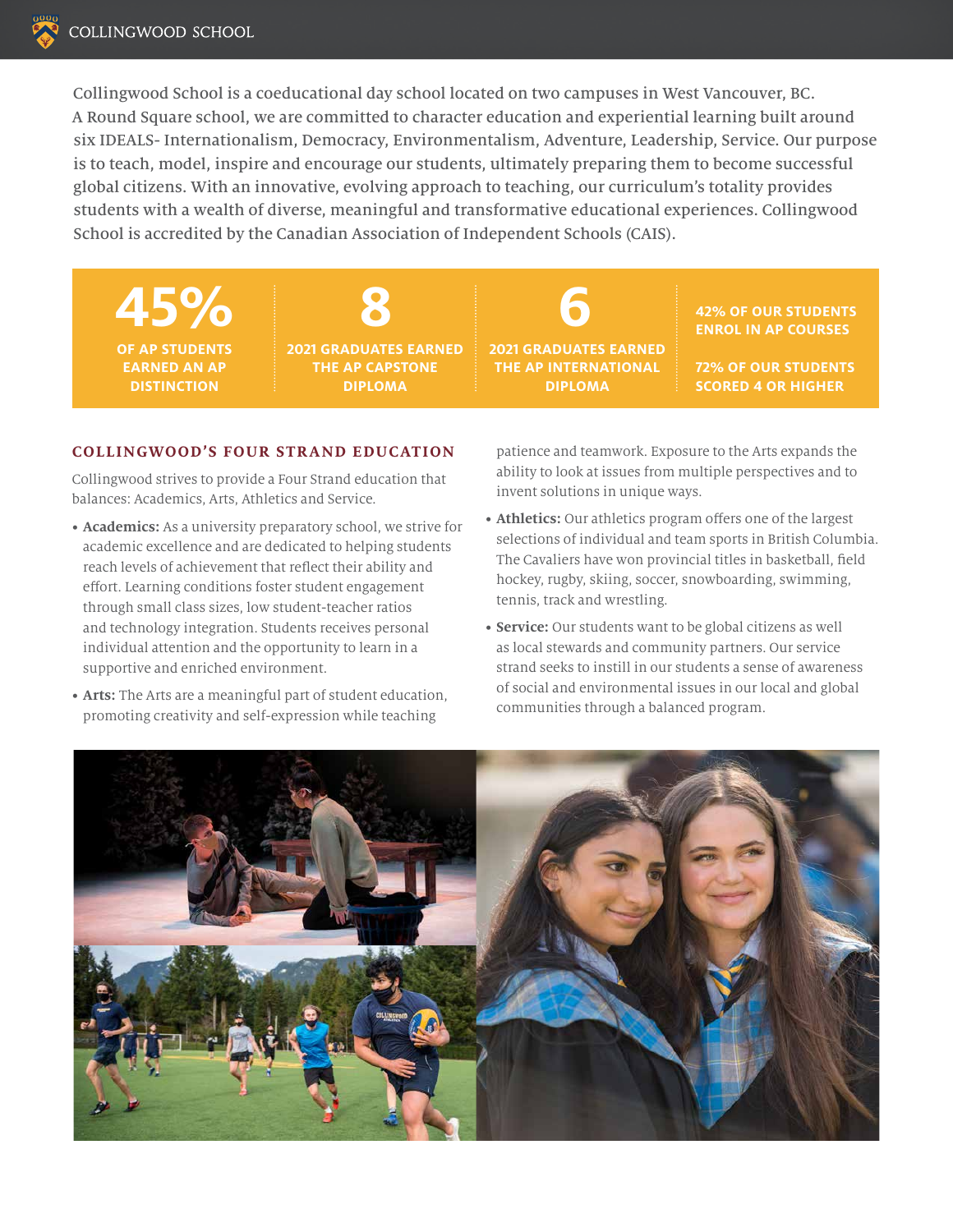Collingwood School is a coeducational day school located on two campuses in West Vancouver, BC. A Round Square school, we are committed to character education and experiential learning built around six IDEALS- Internationalism, Democracy, Environmentalism, Adventure, Leadership, Service. Our purpose is to teach, model, inspire and encourage our students, ultimately preparing them to become successful global citizens. With an innovative, evolving approach to teaching, our curriculum's totality provides students with a wealth of diverse, meaningful and transformative educational experiences. Collingwood School is accredited by the Canadian Association of Independent Schools (CAIS).

**45%**
OF AP STUDENTS EARNED AN AP DISTINCTION

**8**
2021 GRADUATES EARNED THE AP CAPSTONE DIPLOMA

**6**
2021 GRADUATES EARNED THE AP INTERNATIONAL DIPLOMA

42% OF OUR STUDENTS ENROL IN AP COURSES

72% OF OUR STUDENTS SCORED 4 OR HIGHER

## COLLINGWOOD'S FOUR STRAND EDUCATION

Collingwood strives to provide a Four Strand education that balances: Academics, Arts, Athletics and Service.

- **Academics:** As a university preparatory school, we strive for academic excellence and are dedicated to helping students reach levels of achievement that reflect their ability and effort. Learning conditions foster student engagement through small class sizes, low student-teacher ratios and technology integration. Students receives personal individual attention and the opportunity to learn in a supportive and enriched environment.
- **Arts:** The Arts are a meaningful part of student education, promoting creativity and self-expression while teaching patience and teamwork. Exposure to the Arts expands the ability to look at issues from multiple perspectives and to invent solutions in unique ways.
- **Athletics:** Our athletics program offers one of the largest selections of individual and team sports in British Columbia. The Cavaliers have won provincial titles in basketball, field hockey, rugby, skiing, soccer, snowboarding, swimming, tennis, track and wrestling.
- **Service:** Our students want to be global citizens as well as local stewards and community partners. Our service strand seeks to instill in our students a sense of awareness of social and environmental issues in our local and global communities through a balanced program.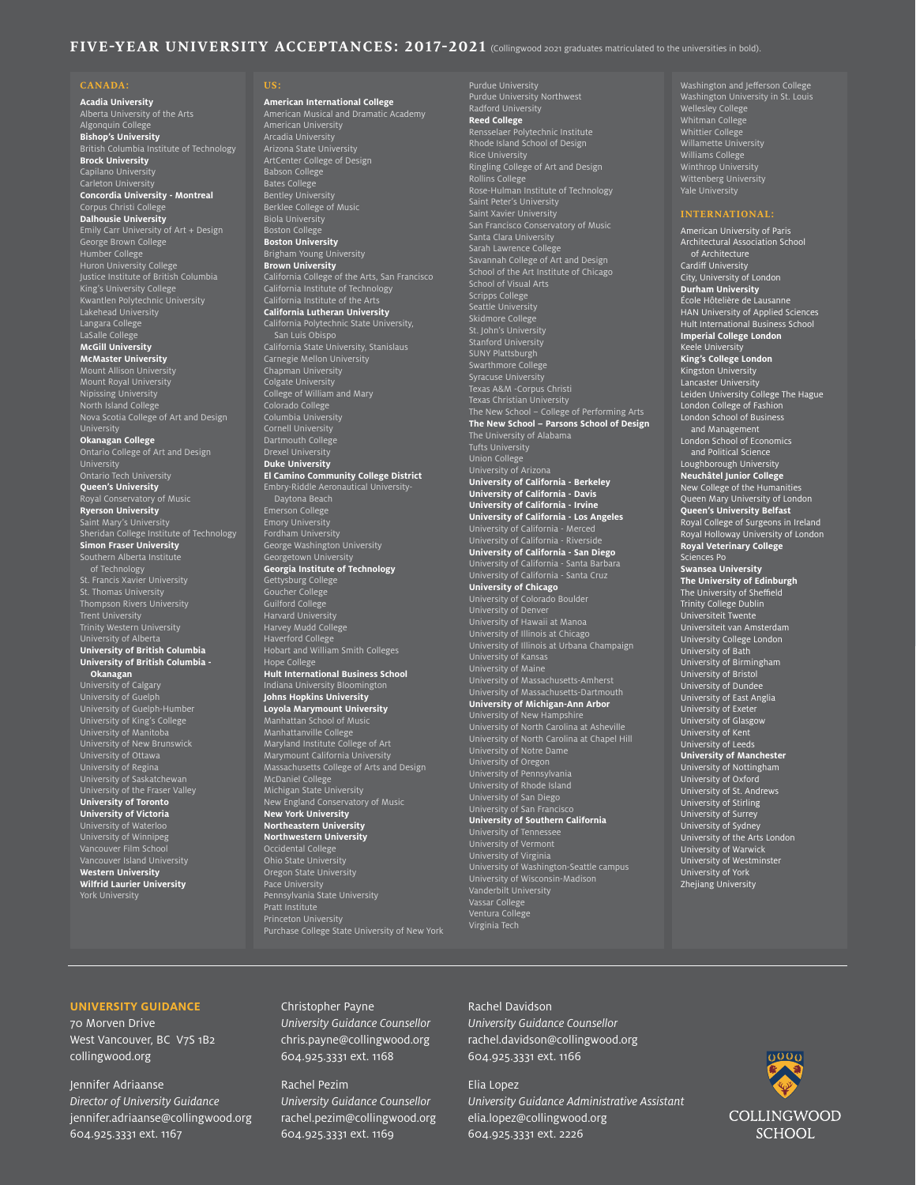## FIVE-YEAR UNIVERSITY ACCEPTANCES: 2017-2021 (Collingwood 2021 graduates matriculated to the universities in bold).

### CANADA:

**Acadia University**
Alberta University of the Arts
Algonquin College
**Bishop's University**
British Columbia Institute of Technology
**Brock University**
Capilano University
Carleton University
**Concordia University - Montreal**
Corpus Christi College
**Dalhousie University**
Emily Carr University of Art + Design
George Brown College
Humber College
Huron University College
Justice Institute of British Columbia
King's University College
Kwantlen Polytechnic University
Lakehead University
Langara College
LaSalle College
**McGill University**
**McMaster University**
Mount Allison University
Mount Royal University
Nipissing University
North Island College
Nova Scotia College of Art and Design University
**Okanagan College**
Ontario College of Art and Design University
Ontario Tech University
**Queen's University**
Royal Conservatory of Music
**Ryerson University**
Saint Mary's University
Sheridan College Institute of Technology
**Simon Fraser University**
Southern Alberta Institute of Technology
St. Francis Xavier University
St. Thomas University
Thompson Rivers University
Trent University
Trinity Western University
University of Alberta
**University of British Columbia**
**University of British Columbia - Okanagan**
University of Calgary
University of Guelph
University of Guelph-Humber
University of King's College
University of Manitoba
University of New Brunswick
University of Ottawa
University of Regina
University of Saskatchewan
University of the Fraser Valley
**University of Toronto**
**University of Victoria**
University of Waterloo
University of Winnipeg
Vancouver Film School
Vancouver Island University
**Western University**
**Wilfrid Laurier University**
York University

### US:

**American International College**
American Musical and Dramatic Academy
American University
Arcadia University
Arizona State University
ArtCenter College of Design
Babson College
Bates College
Bentley University
Berklee College of Music
Biola University
Boston College
**Boston University**
Brigham Young University
**Brown University**
California College of the Arts, San Francisco
California Institute of Technology
California Institute of the Arts
**California Lutheran University**
California Polytechnic State University, San Luis Obispo
California State University, Stanislaus
Carnegie Mellon University
Chapman University
Colgate University
College of William and Mary
Colorado College
Columbia University
Cornell University
Dartmouth College
Drexel University
**Duke University**
**El Camino Community College District**
Embry-Riddle Aeronautical University-Daytona Beach
Emerson College
Emory University
Fordham University
George Washington University
Georgetown University
**Georgia Institute of Technology**
Gettysburg College
Goucher College
Guilford College
Harvard University
Harvey Mudd College
Haverford College
Hobart and William Smith Colleges
Hope College
**Hult International Business School**
Indiana University Bloomington
**Johns Hopkins University**
**Loyola Marymount University**
Manhattan School of Music
Manhattanville College
Maryland Institute College of Art
Marymount California University
Massachusetts College of Arts and Design
McDaniel College
Michigan State University
New England Conservatory of Music
**New York University**
**Northeastern University**
**Northwestern University**
Occidental College
Ohio State University
Oregon State University
Pace University
Pennsylvania State University
Pratt Institute
Princeton University
Purchase College State University of New York
Purdue University
Purdue University Northwest
Radford University
**Reed College**
Rensselaer Polytechnic Institute
Rhode Island School of Design
Rice University
Ringling College of Art and Design
Rollins College
Rose-Hulman Institute of Technology
Saint Peter's University
Saint Xavier University
San Francisco Conservatory of Music
Santa Clara University
Sarah Lawrence College
Savannah College of Art and Design
School of the Art Institute of Chicago
School of Visual Arts
Scripps College
Seattle University
Skidmore College
St. John's University
Stanford University
SUNY Plattsburgh
Swarthmore College
Syracuse University
Texas A&M -Corpus Christi
Texas Christian University
The New School – College of Performing Arts
**The New School – Parsons School of Design**
The University of Alabama
Tufts University
Union College
University of Arizona
**University of California - Berkeley**
**University of California - Davis**
**University of California - Irvine**
**University of California - Los Angeles**
University of California - Merced
University of California - Riverside
**University of California - San Diego**
University of California - Santa Barbara
University of California - Santa Cruz
**University of Chicago**
University of Colorado Boulder
University of Denver
University of Hawaii at Manoa
University of Illinois at Chicago
University of Illinois at Urbana Champaign
University of Kansas
University of Maine
University of Massachusetts-Amherst
University of Massachusetts-Dartmouth
**University of Michigan-Ann Arbor**
University of New Hampshire
University of North Carolina at Asheville
University of North Carolina at Chapel Hill
University of Notre Dame
University of Oregon
University of Pennsylvania
University of Rhode Island
University of San Diego
University of San Francisco
**University of Southern California**
University of Tennessee
University of Vermont
University of Virginia
University of Washington-Seattle campus
University of Wisconsin-Madison
Vanderbilt University
Vassar College
Ventura College
Virginia Tech
Washington and Jefferson College
Washington University in St. Louis
Wellesley College
Whitman College
Whittier College
Willamette University
Williams College
Winthrop University
Wittenberg University
Yale University

### INTERNATIONAL:

American University of Paris
Architectural Association School of Architecture
Cardiff University
City, University of London
**Durham University**
École Hôtelière de Lausanne
HAN University of Applied Sciences
Hult International Business School
**Imperial College London**
Keele University
**King's College London**
Kingston University
Lancaster University
Leiden University College The Hague
London College of Fashion
London School of Business and Management
London School of Economics and Political Science
Loughborough University
**Neuchâtel Junior College**
New College of the Humanities
Queen Mary University of London
**Queen's University Belfast**
Royal College of Surgeons in Ireland
Royal Holloway University of London
**Royal Veterinary College**
Sciences Po
**Swansea University**
**The University of Edinburgh**
The University of Sheffield
Trinity College Dublin
Universiteit Twente
Universiteit van Amsterdam
University College London
University of Bath
University of Birmingham
University of Bristol
University of Dundee
University of East Anglia
University of Exeter
University of Glasgow
University of Kent
University of Leeds
**University of Manchester**
University of Nottingham
University of Oxford
University of St. Andrews
University of Stirling
University of Surrey
University of Sydney
University of the Arts London
University of Warwick
University of Westminster
University of York
Zhejiang University

---

**UNIVERSITY GUIDANCE**
70 Morven Drive
West Vancouver, BC V7S 1B2
collingwood.org

Jennifer Adriaanse
*Director of University Guidance*
jennifer.adriaanse@collingwood.org
604.925.3331 ext. 1167

Christopher Payne
*University Guidance Counsellor*
chris.payne@collingwood.org
604.925.3331 ext. 1168

Rachel Pezim
*University Guidance Counsellor*
rachel.pezim@collingwood.org
604.925.3331 ext. 1169

Rachel Davidson
*University Guidance Counsellor*
rachel.davidson@collingwood.org
604.925.3331 ext. 1166

Elia Lopez
*University Guidance Administrative Assistant*
elia.lopez@collingwood.org
604.925.3331 ext. 2226

COLLINGWOOD SCHOOL